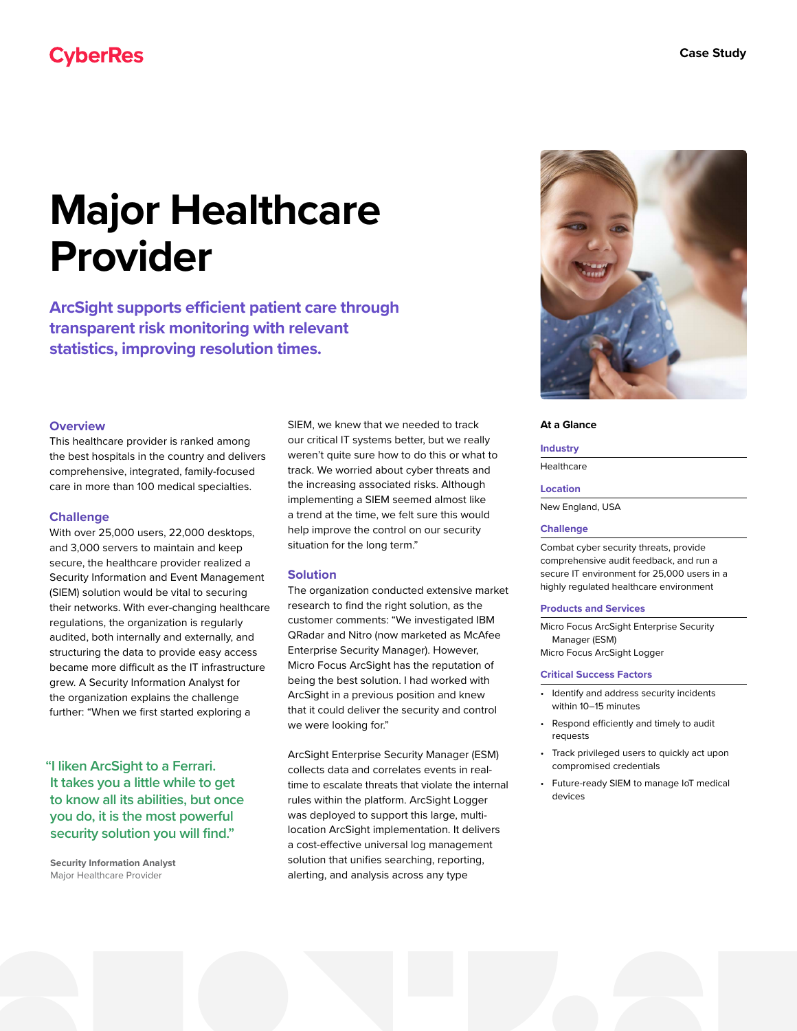CyberRes

Case Study

# Major Healthcare Provider

**ArcSight supports efficient patient care through transparent risk monitoring with relevant statistics, improving resolution times.**

## Overview

This healthcare provider is ranked among the best hospitals in the country and delivers comprehensive, integrated, family-focused care in more than 100 medical specialties.

## Challenge

With over 25,000 users, 22,000 desktops, and 3,000 servers to maintain and keep secure, the healthcare provider realized a Security Information and Event Management (SIEM) solution would be vital to securing their networks. With ever-changing healthcare regulations, the organization is regularly audited, both internally and externally, and structuring the data to provide easy access became more difficult as the IT infrastructure grew. A Security Information Analyst for the organization explains the challenge further: "When we first started exploring a SIEM, we knew that we needed to track our critical IT systems better, but we really weren't quite sure how to do this or what to track. We worried about cyber threats and the increasing associated risks. Although implementing a SIEM seemed almost like a trend at the time, we felt sure this would help improve the control on our security situation for the long term."

> "I liken ArcSight to a Ferrari. It takes you a little while to get to know all its abilities, but once you do, it is the most powerful security solution you will find."
>
> **Security Information Analyst**
> Major Healthcare Provider

## Solution

The organization conducted extensive market research to find the right solution, as the customer comments: "We investigated IBM QRadar and Nitro (now marketed as McAfee Enterprise Security Manager). However, Micro Focus ArcSight has the reputation of being the best solution. I had worked with ArcSight in a previous position and knew that it could deliver the security and control we were looking for."

ArcSight Enterprise Security Manager (ESM) collects data and correlates events in real-time to escalate threats that violate the internal rules within the platform. ArcSight Logger was deployed to support this large, multi-location ArcSight implementation. It delivers a cost-effective universal log management solution that unifies searching, reporting, alerting, and analysis across any type

### At a Glance

**Industry**

Healthcare

**Location**

New England, USA

**Challenge**

Combat cyber security threats, provide comprehensive audit feedback, and run a secure IT environment for 25,000 users in a highly regulated healthcare environment

**Products and Services**

Micro Focus ArcSight Enterprise Security Manager (ESM)
Micro Focus ArcSight Logger

**Critical Success Factors**

- Identify and address security incidents within 10–15 minutes
- Respond efficiently and timely to audit requests
- Track privileged users to quickly act upon compromised credentials
- Future-ready SIEM to manage IoT medical devices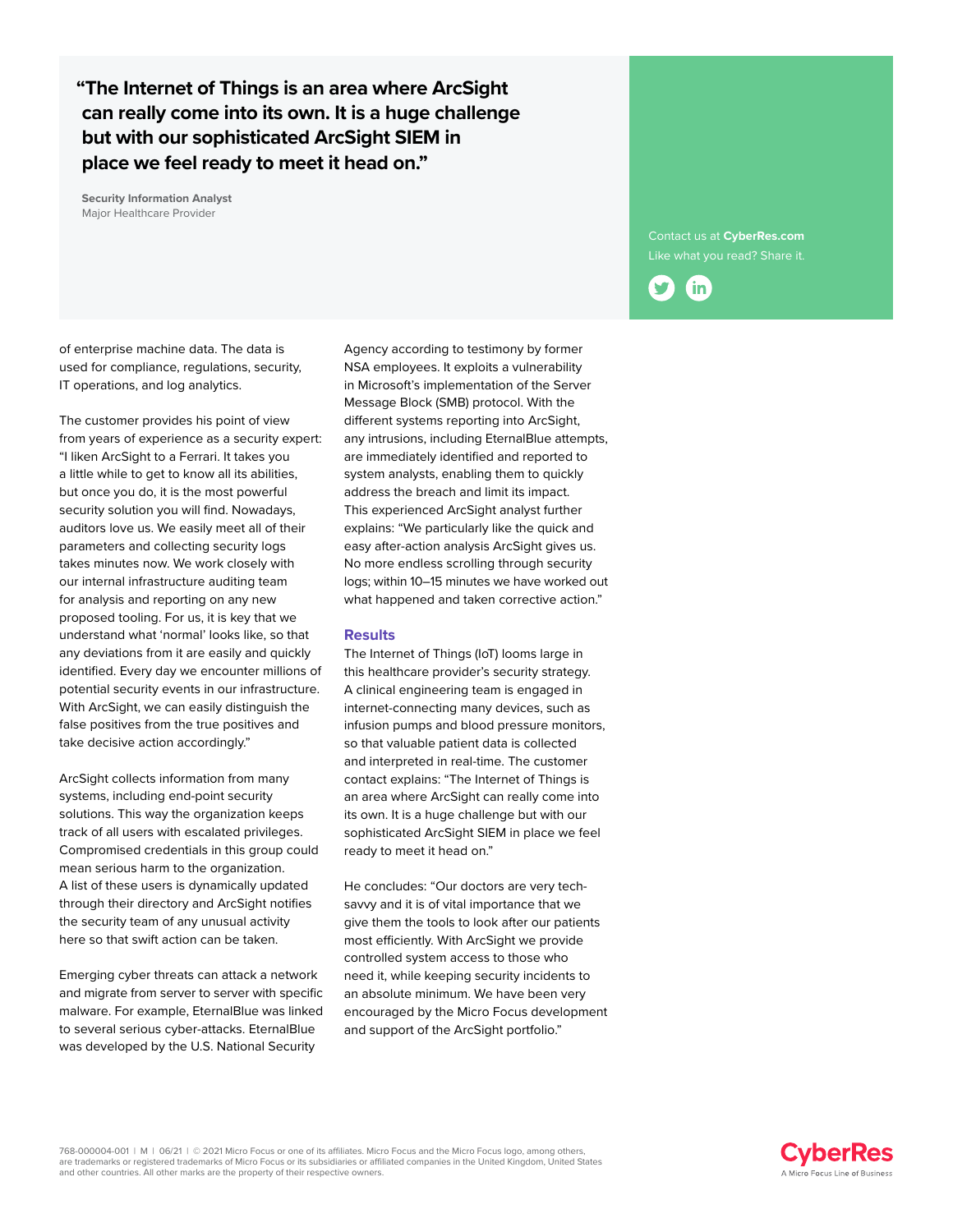> **"The Internet of Things is an area where ArcSight can really come into its own. It is a huge challenge but with our sophisticated ArcSight SIEM in place we feel ready to meet it head on."**
>
> **Security Information Analyst**
> Major Healthcare Provider

Contact us at **CyberRes.com**
Like what you read? Share it.

of enterprise machine data. The data is used for compliance, regulations, security, IT operations, and log analytics.

The customer provides his point of view from years of experience as a security expert: "I liken ArcSight to a Ferrari. It takes you a little while to get to know all its abilities, but once you do, it is the most powerful security solution you will find. Nowadays, auditors love us. We easily meet all of their parameters and collecting security logs takes minutes now. We work closely with our internal infrastructure auditing team for analysis and reporting on any new proposed tooling. For us, it is key that we understand what 'normal' looks like, so that any deviations from it are easily and quickly identified. Every day we encounter millions of potential security events in our infrastructure. With ArcSight, we can easily distinguish the false positives from the true positives and take decisive action accordingly."

ArcSight collects information from many systems, including end-point security solutions. This way the organization keeps track of all users with escalated privileges. Compromised credentials in this group could mean serious harm to the organization. A list of these users is dynamically updated through their directory and ArcSight notifies the security team of any unusual activity here so that swift action can be taken.

Emerging cyber threats can attack a network and migrate from server to server with specific malware. For example, EternalBlue was linked to several serious cyber-attacks. EternalBlue was developed by the U.S. National Security Agency according to testimony by former NSA employees. It exploits a vulnerability in Microsoft's implementation of the Server Message Block (SMB) protocol. With the different systems reporting into ArcSight, any intrusions, including EternalBlue attempts, are immediately identified and reported to system analysts, enabling them to quickly address the breach and limit its impact. This experienced ArcSight analyst further explains: "We particularly like the quick and easy after-action analysis ArcSight gives us. No more endless scrolling through security logs; within 10–15 minutes we have worked out what happened and taken corrective action."

## Results

The Internet of Things (IoT) looms large in this healthcare provider's security strategy. A clinical engineering team is engaged in internet-connecting many devices, such as infusion pumps and blood pressure monitors, so that valuable patient data is collected and interpreted in real-time. The customer contact explains: "The Internet of Things is an area where ArcSight can really come into its own. It is a huge challenge but with our sophisticated ArcSight SIEM in place we feel ready to meet it head on."

He concludes: "Our doctors are very tech-savvy and it is of vital importance that we give them the tools to look after our patients most efficiently. With ArcSight we provide controlled system access to those who need it, while keeping security incidents to an absolute minimum. We have been very encouraged by the Micro Focus development and support of the ArcSight portfolio."

768-000004-001 | M | 06/21 | © 2021 Micro Focus or one of its affiliates. Micro Focus and the Micro Focus logo, among others, are trademarks or registered trademarks of Micro Focus or its subsidiaries or affiliated companies in the United Kingdom, United States and other countries. All other marks are the property of their respective owners.

CyberRes
A Micro Focus Line of Business